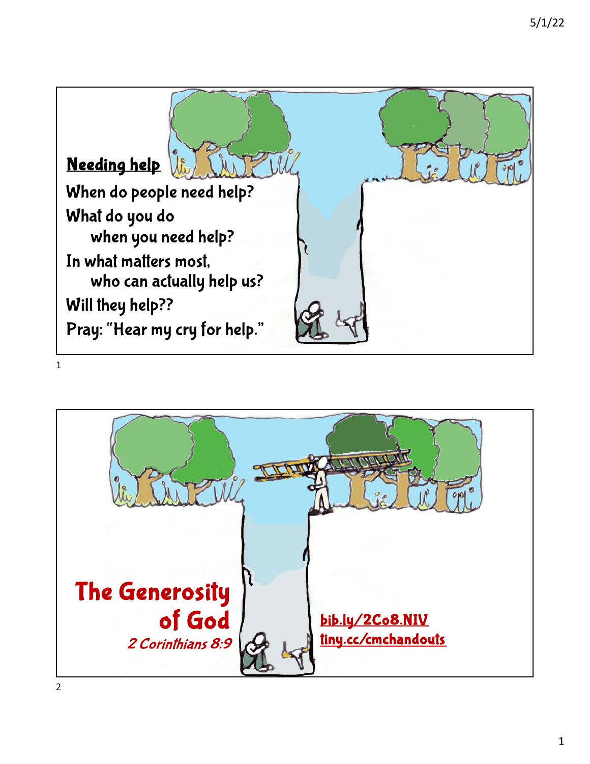## Needing help

When do people need help?

What do you do
  when you need help?

In what matters most,
  who can actually help us?

Will they help??

Pray: "Hear my cry for help."

# The Generosity of God

*2 Corinthians 8:9*

bib.ly/2Co8.NIV

tiny.cc/cmchandouts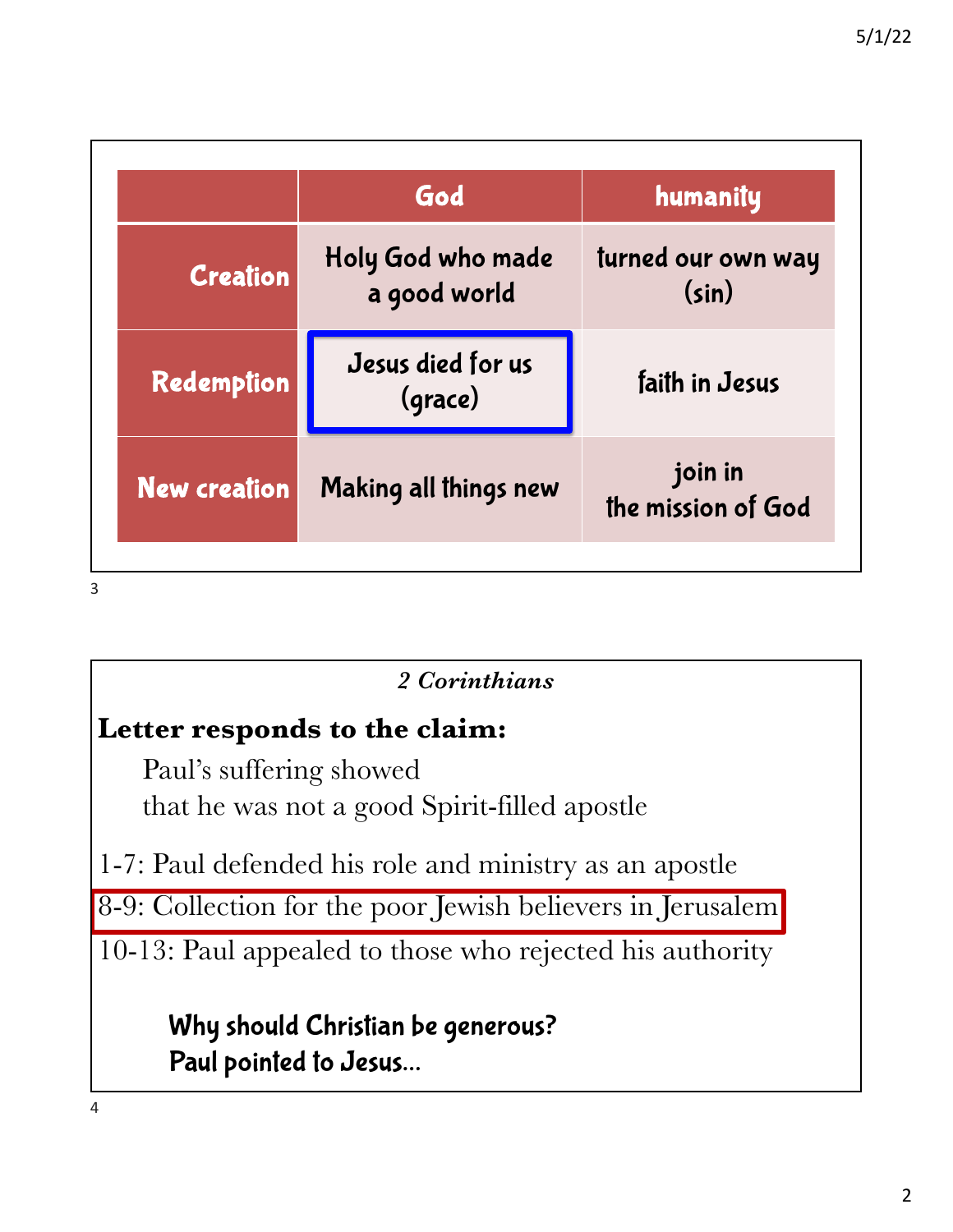| | God | humanity |
|---|---|---|
| **Creation** | Holy God who made a good world | turned our own way (sin) |
| **Redemption** | Jesus died for us (grace) | faith in Jesus |
| **New creation** | Making all things new | join in the mission of God |

*2 Corinthians*

**Letter responds to the claim:**

Paul's suffering showed
that he was not a good Spirit-filled apostle

1-7: Paul defended his role and ministry as an apostle

8-9: Collection for the poor Jewish believers in Jerusalem

10-13: Paul appealed to those who rejected his authority

**Why should Christian be generous?**
**Paul pointed to Jesus…**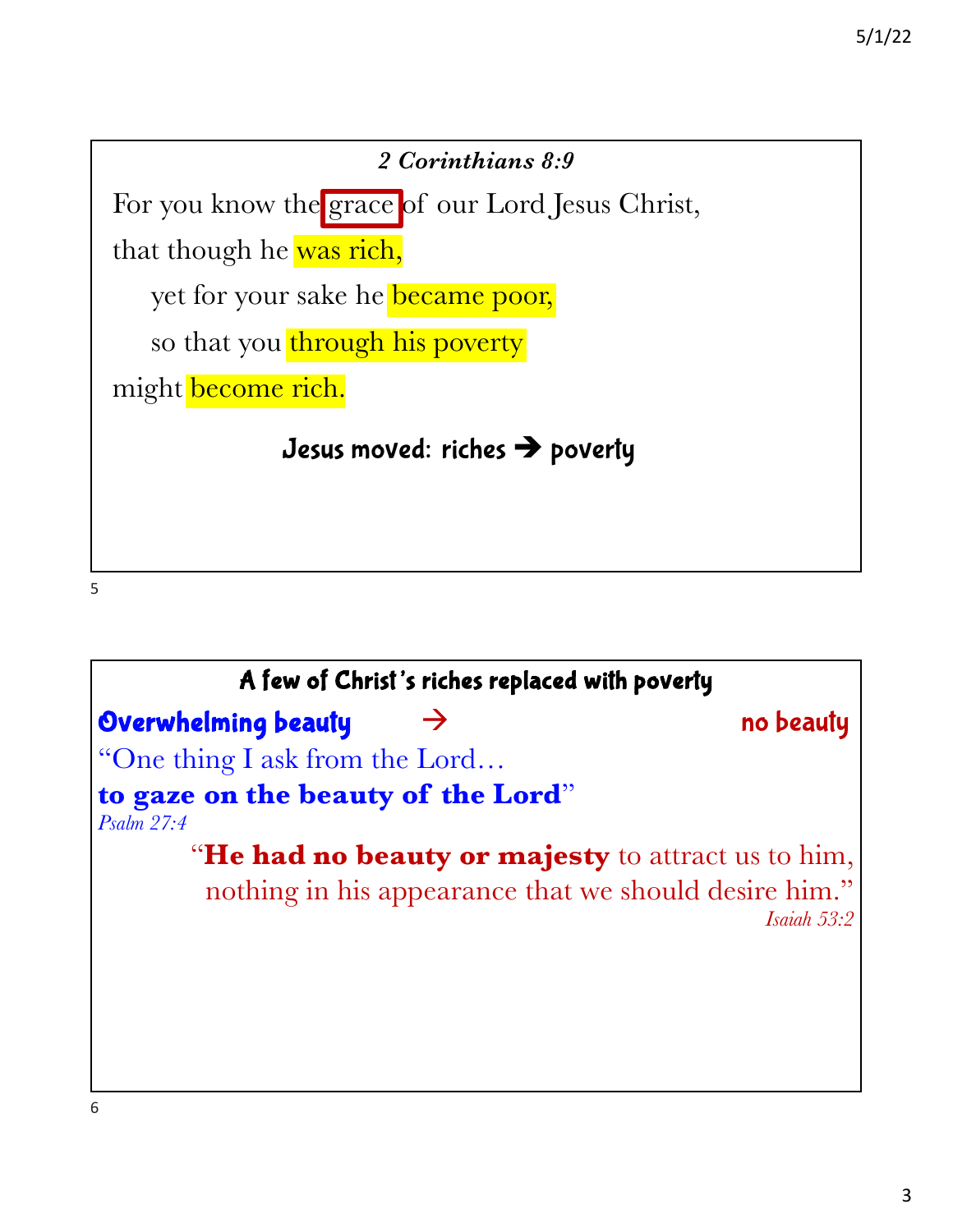### *2 Corinthians 8:9*

For you know the grace of our Lord Jesus Christ,

that though he was rich,

yet for your sake he became poor,

so that you through his poverty

might become rich.

**Jesus moved: riches ➔ poverty**

---

### A few of Christ's riches replaced with poverty

**Overwhelming beauty** → **no beauty**

"One thing I ask from the Lord…
**to gaze on the beauty of the Lord**"
*Psalm 27:4*

"**He had no beauty or majesty** to attract us to him,
nothing in his appearance that we should desire him."
*Isaiah 53:2*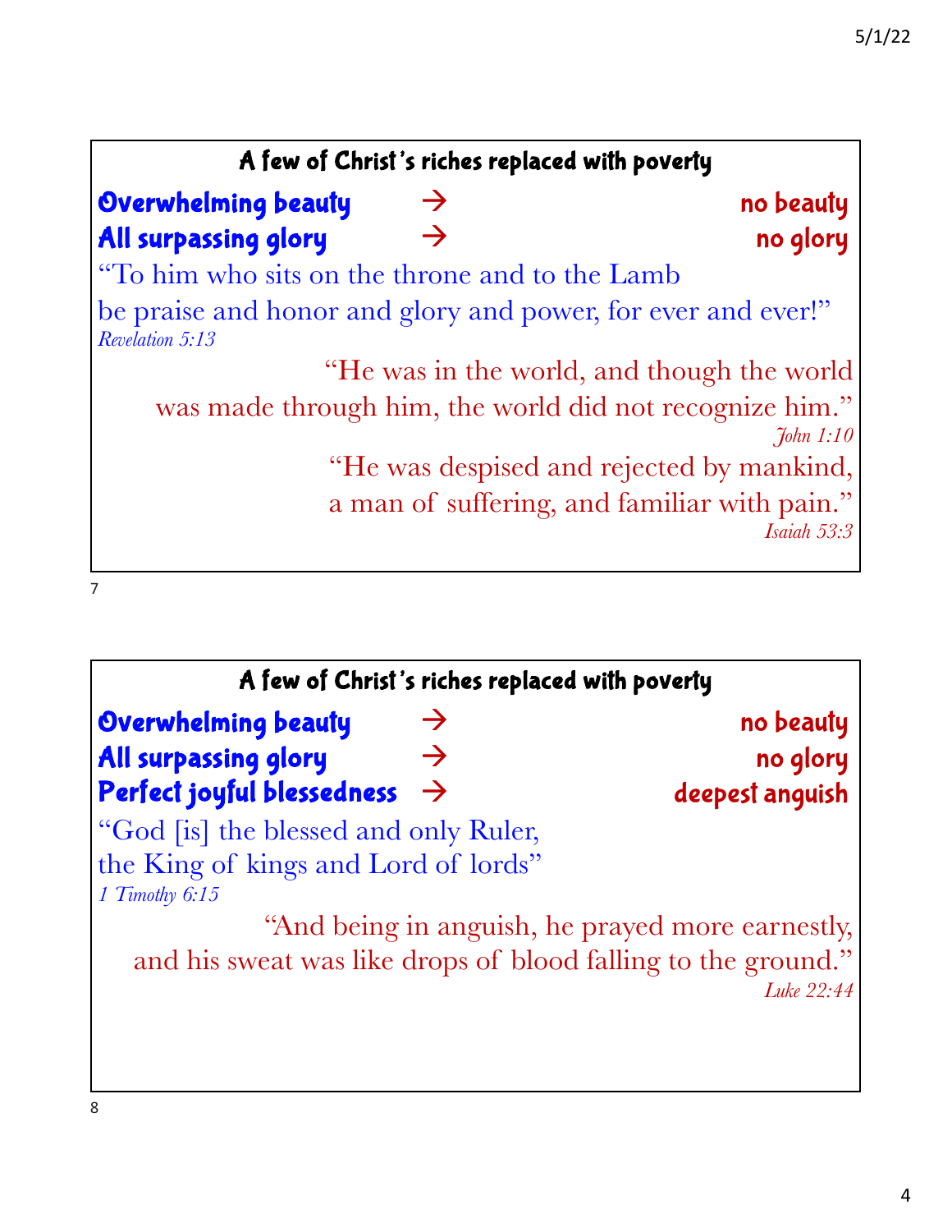## A few of Christ's riches replaced with poverty

**Overwhelming beauty** → **no beauty**
**All surpassing glory** → **no glory**

"To him who sits on the throne and to the Lamb
be praise and honor and glory and power, for ever and ever!"
*Revelation 5:13*

"He was in the world, and though the world
was made through him, the world did not recognize him."
*John 1:10*

"He was despised and rejected by mankind,
a man of suffering, and familiar with pain."
*Isaiah 53:3*

## A few of Christ's riches replaced with poverty

**Overwhelming beauty** → **no beauty**
**All surpassing glory** → **no glory**
**Perfect joyful blessedness** → **deepest anguish**

"God [is] the blessed and only Ruler,
the King of kings and Lord of lords"
*1 Timothy 6:15*

"And being in anguish, he prayed more earnestly,
and his sweat was like drops of blood falling to the ground."
*Luke 22:44*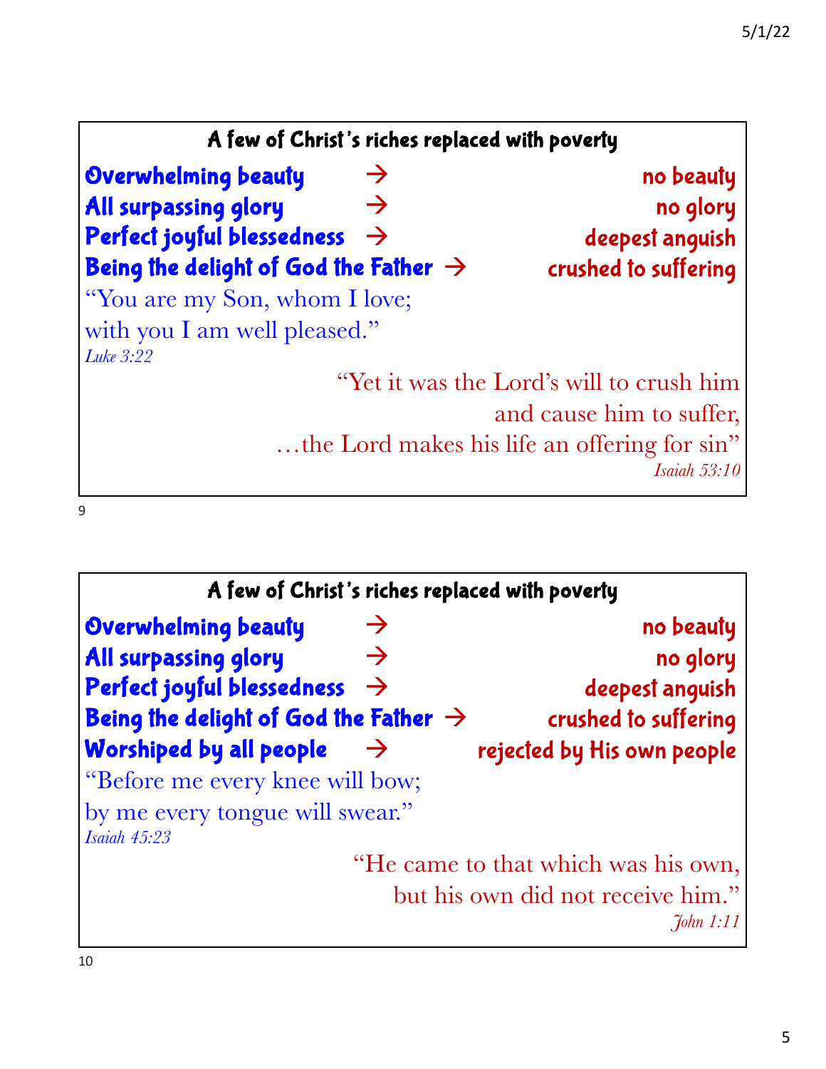## A few of Christ's riches replaced with poverty

**Overwhelming beauty** → **no beauty**
**All surpassing glory** → **no glory**
**Perfect joyful blessedness** → **deepest anguish**
**Being the delight of God the Father** → **crushed to suffering**

"You are my Son, whom I love;
with you I am well pleased."
*Luke 3:22*

"Yet it was the Lord's will to crush him
and cause him to suffer,
…the Lord makes his life an offering for sin"
*Isaiah 53:10*

9

## A few of Christ's riches replaced with poverty

**Overwhelming beauty** → **no beauty**
**All surpassing glory** → **no glory**
**Perfect joyful blessedness** → **deepest anguish**
**Being the delight of God the Father** → **crushed to suffering**
**Worshiped by all people** → **rejected by His own people**

"Before me every knee will bow;
by me every tongue will swear."
*Isaiah 45:23*

"He came to that which was his own,
but his own did not receive him."
*John 1:11*

10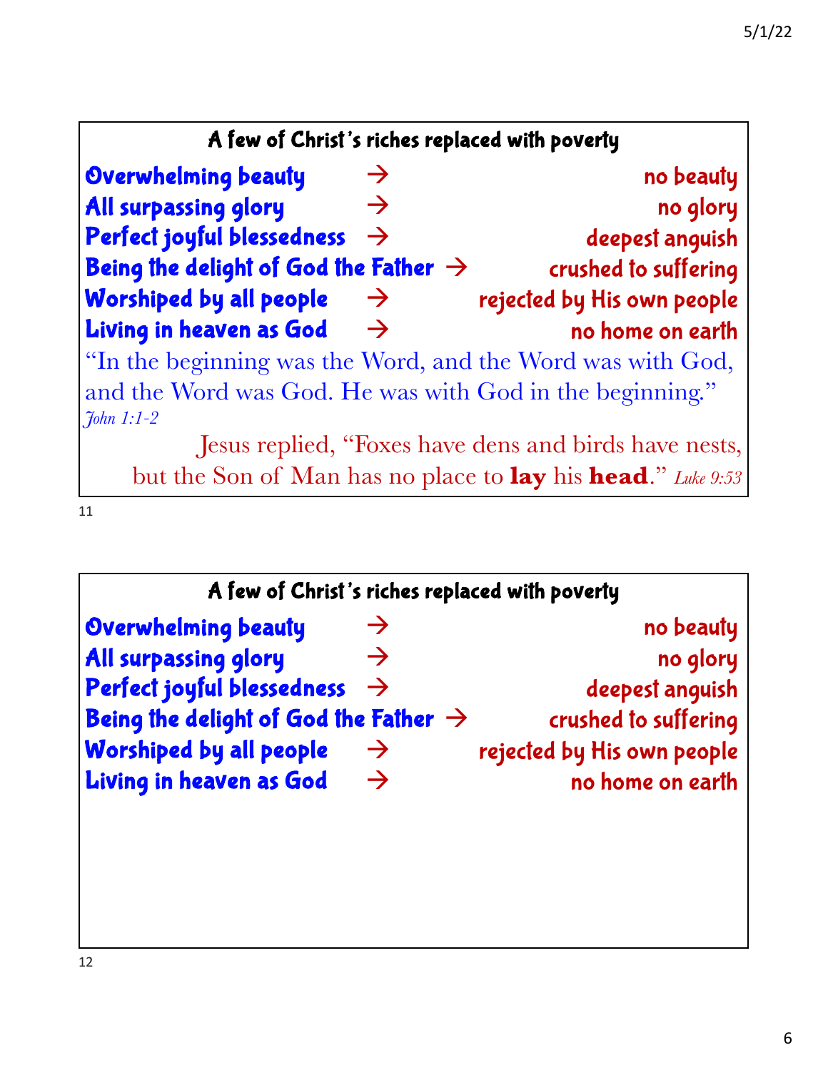### A few of Christ's riches replaced with poverty

| | | |
|---|---|---|
| Overwhelming beauty | → | no beauty |
| All surpassing glory | → | no glory |
| Perfect joyful blessedness | → | deepest anguish |
| Being the delight of God the Father | → | crushed to suffering |
| Worshiped by all people | → | rejected by His own people |
| Living in heaven as God | → | no home on earth |

"In the beginning was the Word, and the Word was with God, and the Word was God. He was with God in the beginning." *John 1:1-2*

Jesus replied, "Foxes have dens and birds have nests, but the Son of Man has no place to **lay** his **head**." *Luke 9:53*

### A few of Christ's riches replaced with poverty

| | | |
|---|---|---|
| Overwhelming beauty | → | no beauty |
| All surpassing glory | → | no glory |
| Perfect joyful blessedness | → | deepest anguish |
| Being the delight of God the Father | → | crushed to suffering |
| Worshiped by all people | → | rejected by His own people |
| Living in heaven as God | → | no home on earth |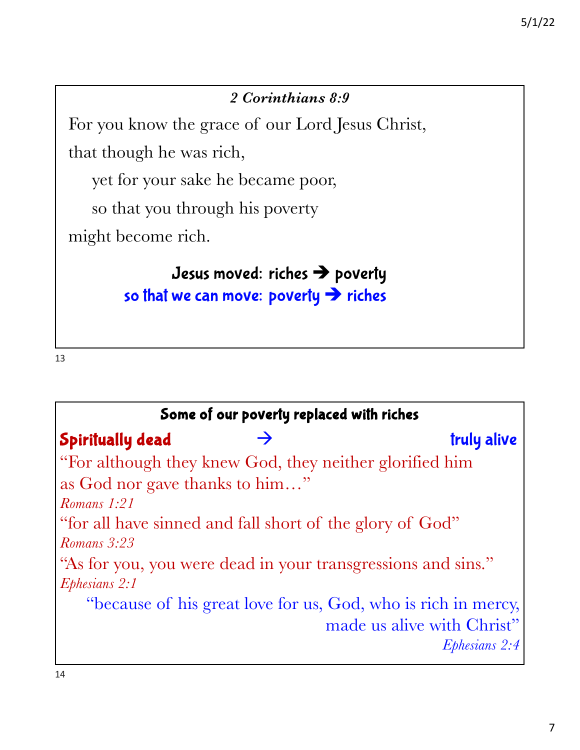### *2 Corinthians 8:9*

For you know the grace of our Lord Jesus Christ,

that though he was rich,

yet for your sake he became poor,

so that you through his poverty

might become rich.

**Jesus moved: riches ➔ poverty**

**so that we can move: poverty ➔ riches**

13

---

### Some of our poverty replaced with riches

**Spiritually dead → truly alive**

"For although they knew God, they neither glorified him as God nor gave thanks to him…"
*Romans 1:21*

"for all have sinned and fall short of the glory of God"
*Romans 3:23*

"As for you, you were dead in your transgressions and sins."
*Ephesians 2:1*

"because of his great love for us, God, who is rich in mercy, made us alive with Christ"
*Ephesians 2:4*

14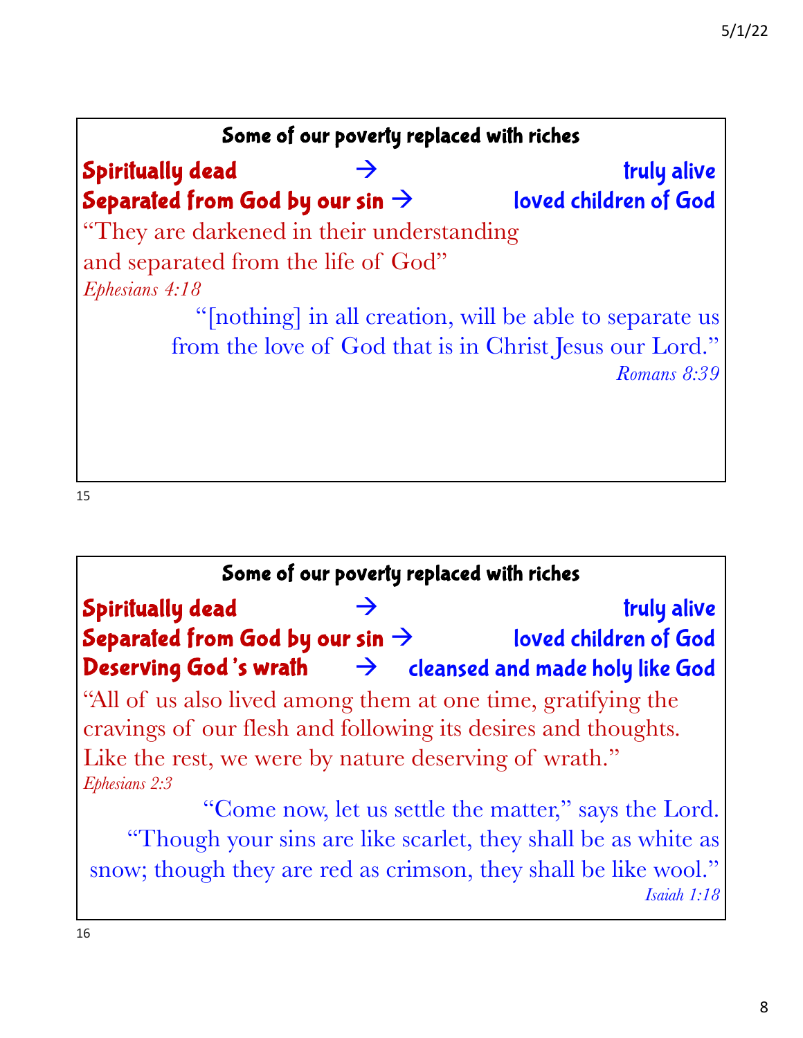## Some of our poverty replaced with riches

**Spiritually dead → truly alive**
**Separated from God by our sin → loved children of God**

"They are darkened in their understanding
and separated from the life of God"
*Ephesians 4:18*

"[nothing] in all creation, will be able to separate us
from the love of God that is in Christ Jesus our Lord."
*Romans 8:39*

## Some of our poverty replaced with riches

**Spiritually dead → truly alive**
**Separated from God by our sin → loved children of God**
**Deserving God's wrath → cleansed and made holy like God**

"All of us also lived among them at one time, gratifying the cravings of our flesh and following its desires and thoughts. Like the rest, we were by nature deserving of wrath."
*Ephesians 2:3*

"Come now, let us settle the matter," says the Lord.
"Though your sins are like scarlet, they shall be as white as snow; though they are red as crimson, they shall be like wool."
*Isaiah 1:18*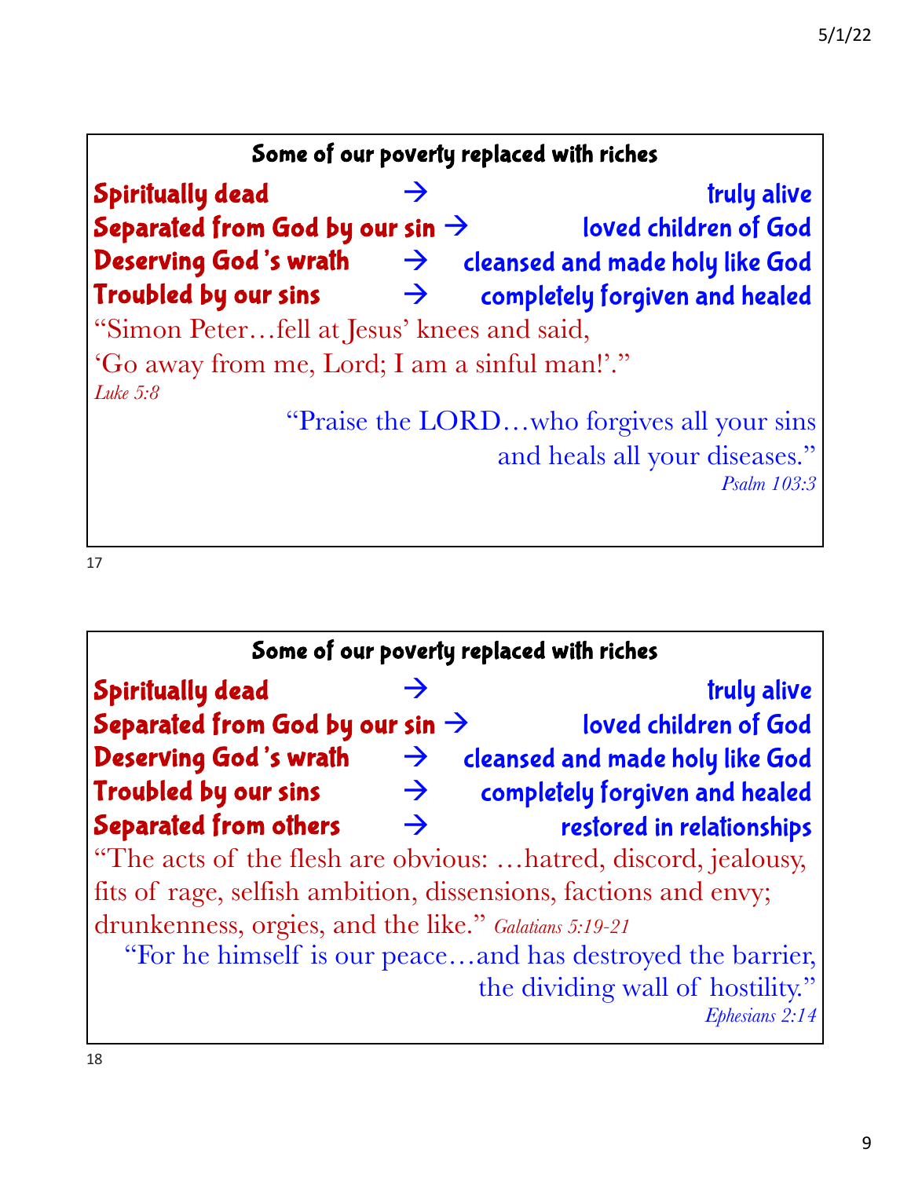## Some of our poverty replaced with riches

| | | |
|---|---|---|
| **Spiritually dead** | → | **truly alive** |
| **Separated from God by our sin** | → | **loved children of God** |
| **Deserving God's wrath** | → | **cleansed and made holy like God** |
| **Troubled by our sins** | → | **completely forgiven and healed** |

"Simon Peter…fell at Jesus' knees and said,

'Go away from me, Lord; I am a sinful man!'."

*Luke 5:8*

"Praise the LORD…who forgives all your sins and heals all your diseases."

*Psalm 103:3*

## Some of our poverty replaced with riches

| | | |
|---|---|---|
| **Spiritually dead** | → | **truly alive** |
| **Separated from God by our sin** | → | **loved children of God** |
| **Deserving God's wrath** | → | **cleansed and made holy like God** |
| **Troubled by our sins** | → | **completely forgiven and healed** |
| **Separated from others** | → | **restored in relationships** |

"The acts of the flesh are obvious: …hatred, discord, jealousy, fits of rage, selfish ambition, dissensions, factions and envy; drunkenness, orgies, and the like." *Galatians 5:19-21*

"For he himself is our peace…and has destroyed the barrier, the dividing wall of hostility."

*Ephesians 2:14*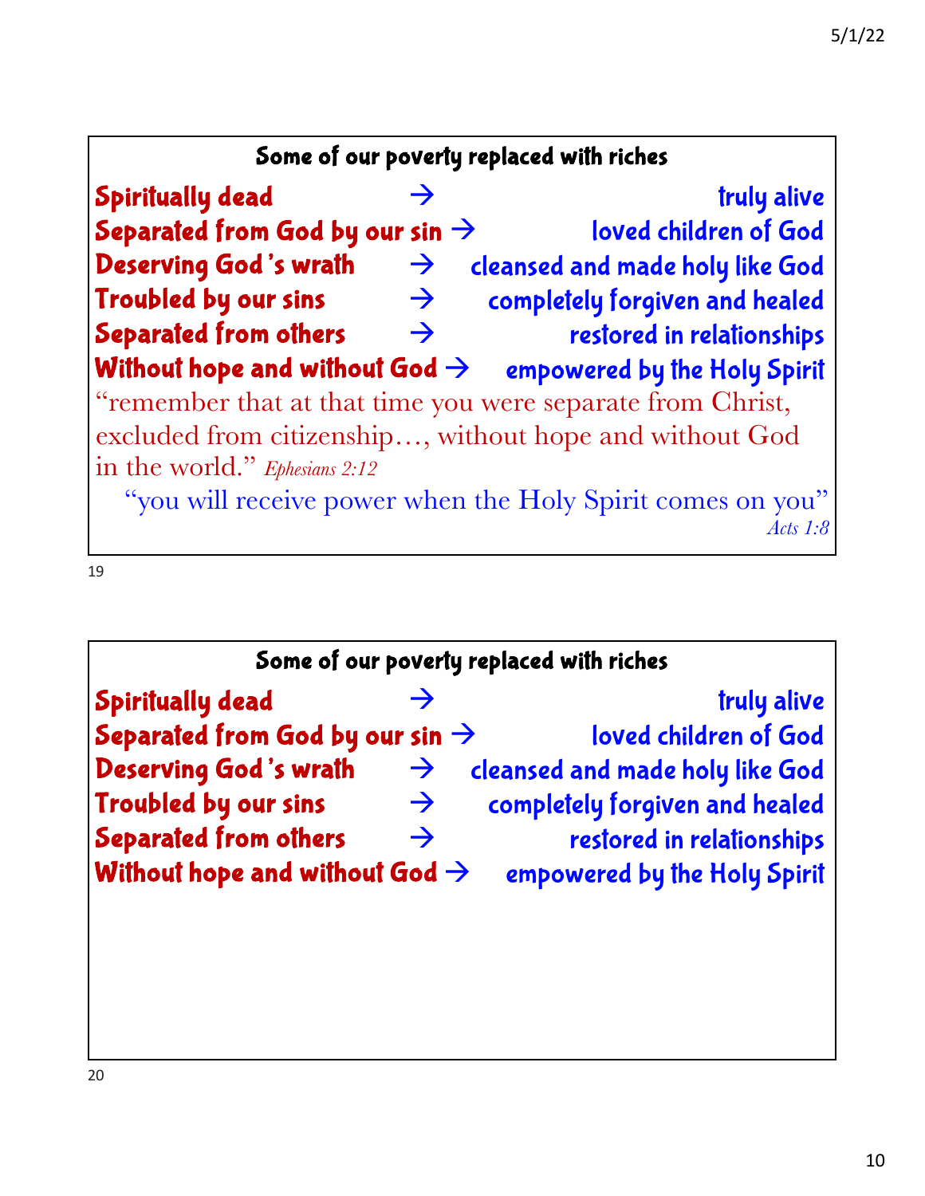## Some of our poverty replaced with riches

| | | |
|---|---|---|
| Spiritually dead | → | truly alive |
| Separated from God by our sin | → | loved children of God |
| Deserving God's wrath | → | cleansed and made holy like God |
| Troubled by our sins | → | completely forgiven and healed |
| Separated from others | → | restored in relationships |
| Without hope and without God | → | empowered by the Holy Spirit |

"remember that at that time you were separate from Christ, excluded from citizenship…, without hope and without God in the world." *Ephesians 2:12*

"you will receive power when the Holy Spirit comes on you" *Acts 1:8*

## Some of our poverty replaced with riches

| | | |
|---|---|---|
| Spiritually dead | → | truly alive |
| Separated from God by our sin | → | loved children of God |
| Deserving God's wrath | → | cleansed and made holy like God |
| Troubled by our sins | → | completely forgiven and healed |
| Separated from others | → | restored in relationships |
| Without hope and without God | → | empowered by the Holy Spirit |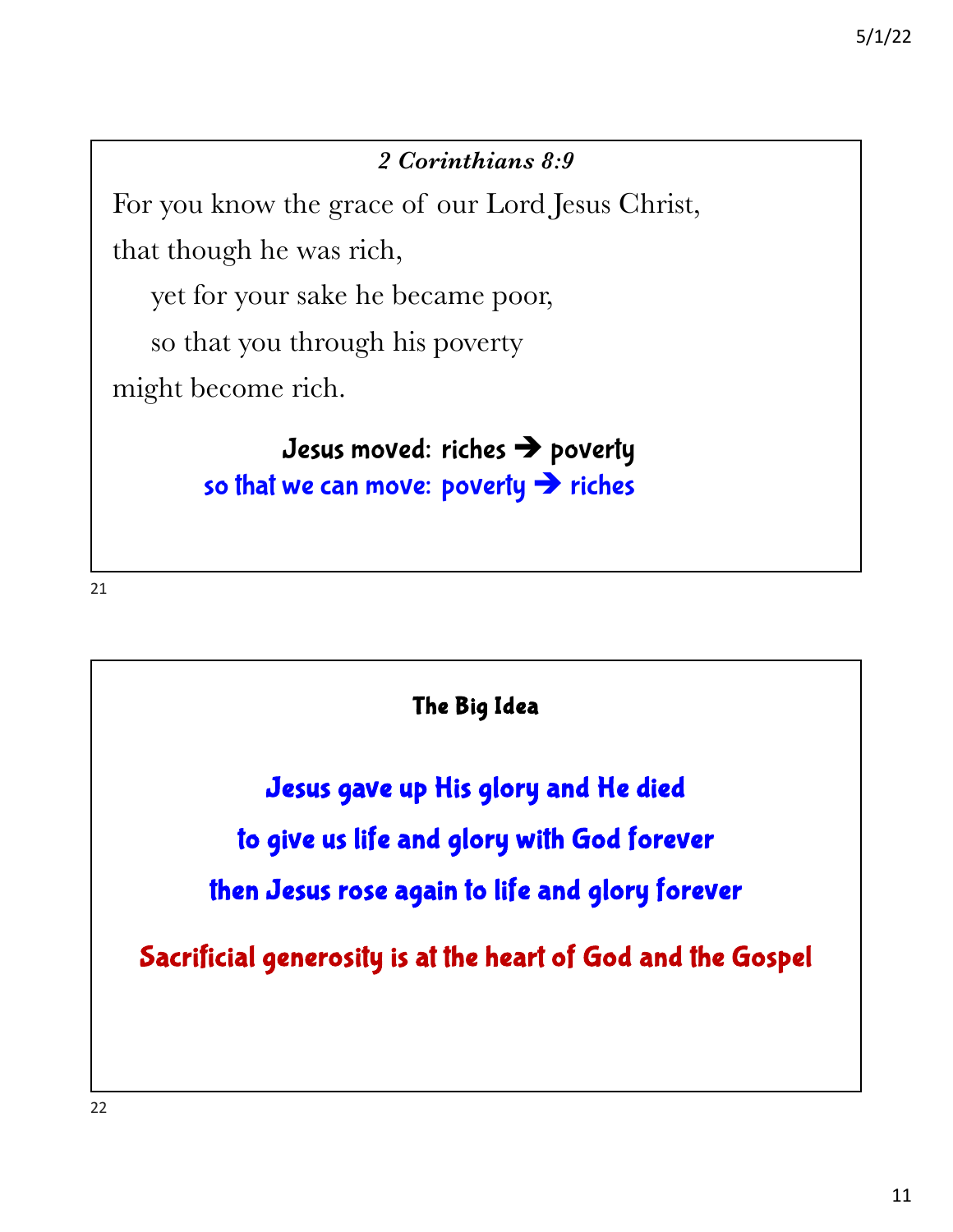### *2 Corinthians 8:9*

For you know the grace of our Lord Jesus Christ,

that though he was rich,

  yet for your sake he became poor,

  so that you through his poverty

might become rich.

**Jesus moved: riches ➔ poverty**

**so that we can move: poverty ➔ riches**

### The Big Idea

**Jesus gave up His glory and He died**

**to give us life and glory with God forever**

**then Jesus rose again to life and glory forever**

**Sacrificial generosity is at the heart of God and the Gospel**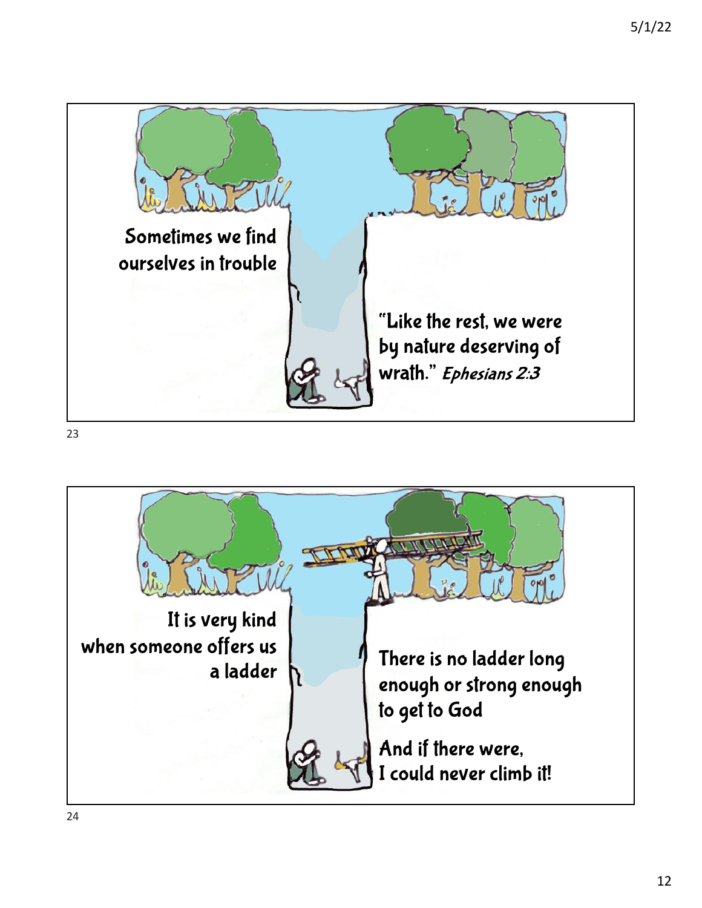Sometimes we find ourselves in trouble

"Like the rest, we were by nature deserving of wrath." *Ephesians 2:3*

---

It is very kind when someone offers us a ladder

There is no ladder long enough or strong enough to get to God

And if there were, I could never climb it!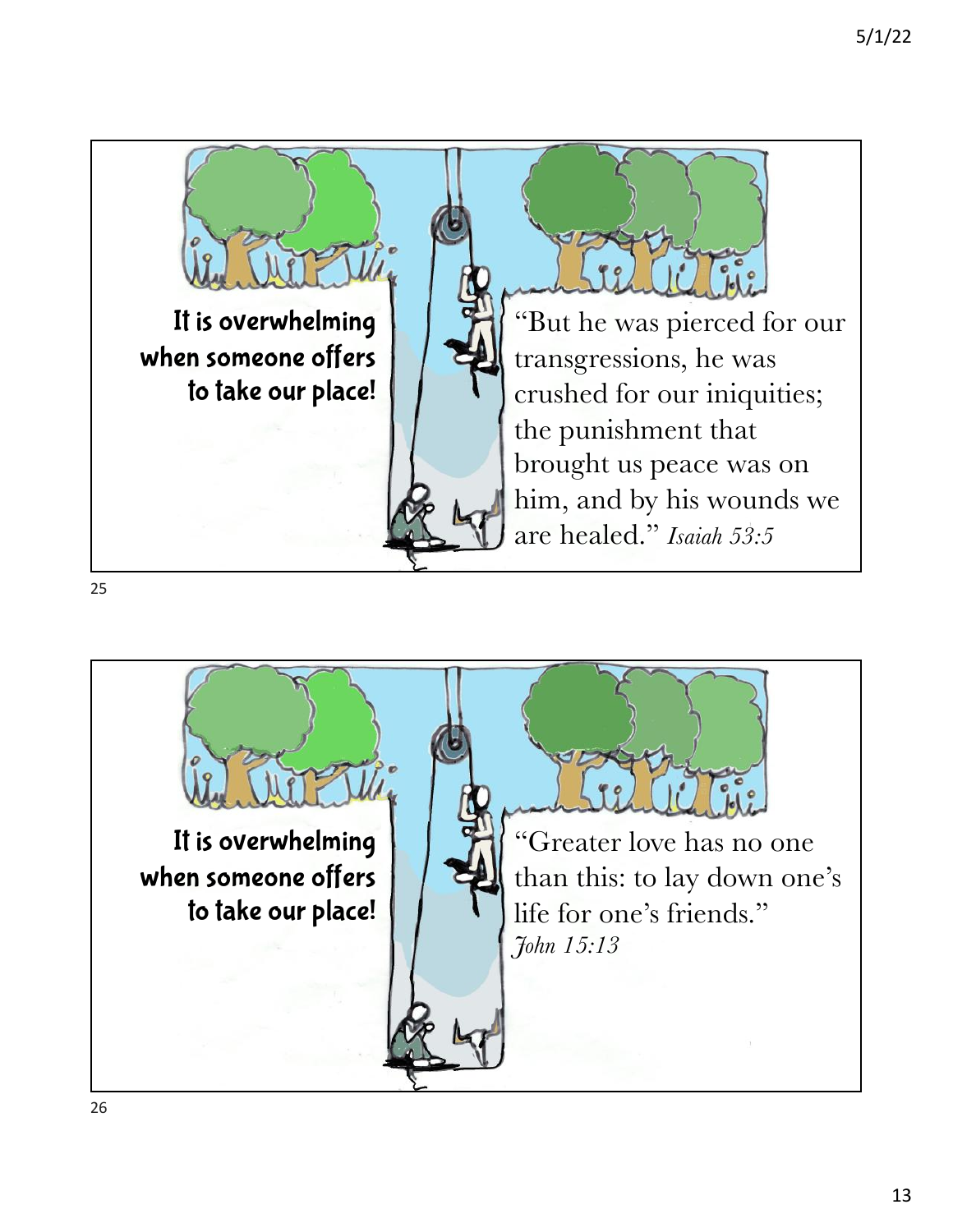It is overwhelming when someone offers to take our place!

"But he was pierced for our transgressions, he was crushed for our iniquities; the punishment that brought us peace was on him, and by his wounds we are healed." *Isaiah 53:5*

It is overwhelming when someone offers to take our place!

"Greater love has no one than this: to lay down one's life for one's friends." *John 15:13*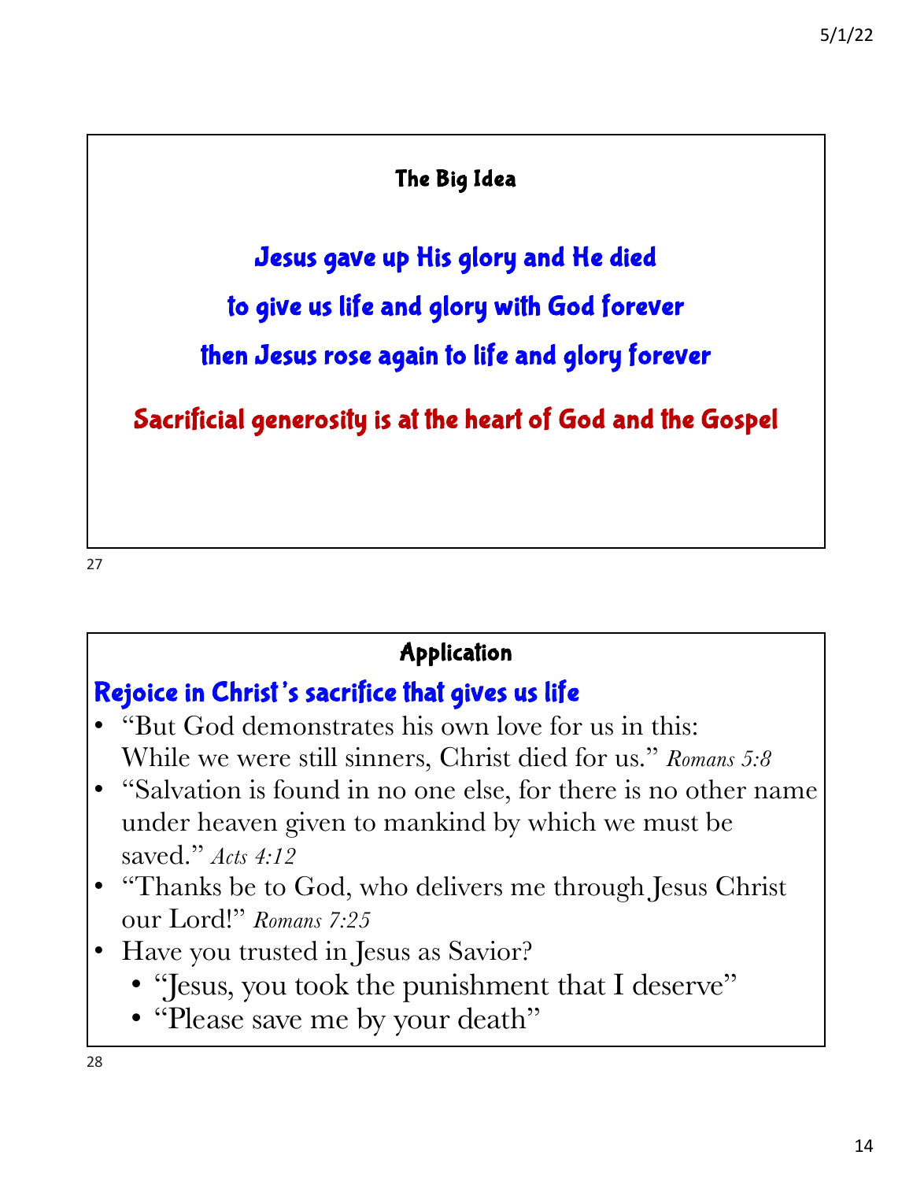## The Big Idea

Jesus gave up His glory and He died

to give us life and glory with God forever

then Jesus rose again to life and glory forever

Sacrificial generosity is at the heart of God and the Gospel

## Application

### Rejoice in Christ's sacrifice that gives us life

- "But God demonstrates his own love for us in this: While we were still sinners, Christ died for us." *Romans 5:8*
- "Salvation is found in no one else, for there is no other name under heaven given to mankind by which we must be saved." *Acts 4:12*
- "Thanks be to God, who delivers me through Jesus Christ our Lord!" *Romans 7:25*
- Have you trusted in Jesus as Savior?
  - "Jesus, you took the punishment that I deserve"
  - "Please save me by your death"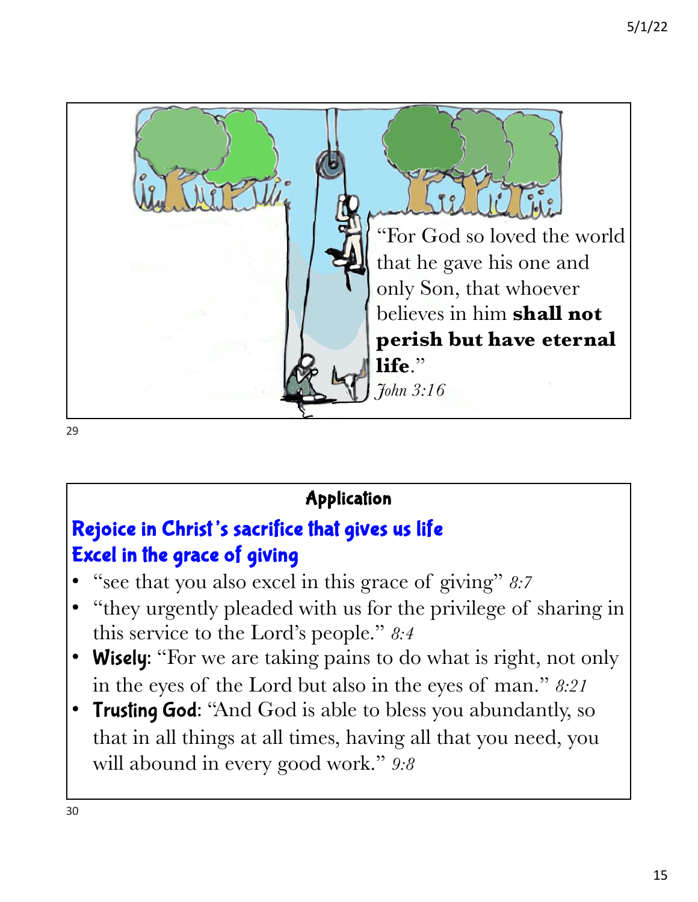"For God so loved the world that he gave his one and only Son, that whoever believes in him **shall not perish but have eternal life**."
*John 3:16*

## Application

### Rejoice in Christ's sacrifice that gives us life
### Excel in the grace of giving

- "see that you also excel in this grace of giving" *8:7*
- "they urgently pleaded with us for the privilege of sharing in this service to the Lord's people." *8:4*
- **Wisely**: "For we are taking pains to do what is right, not only in the eyes of the Lord but also in the eyes of man." *8:21*
- **Trusting God**: "And God is able to bless you abundantly, so that in all things at all times, having all that you need, you will abound in every good work." *9:8*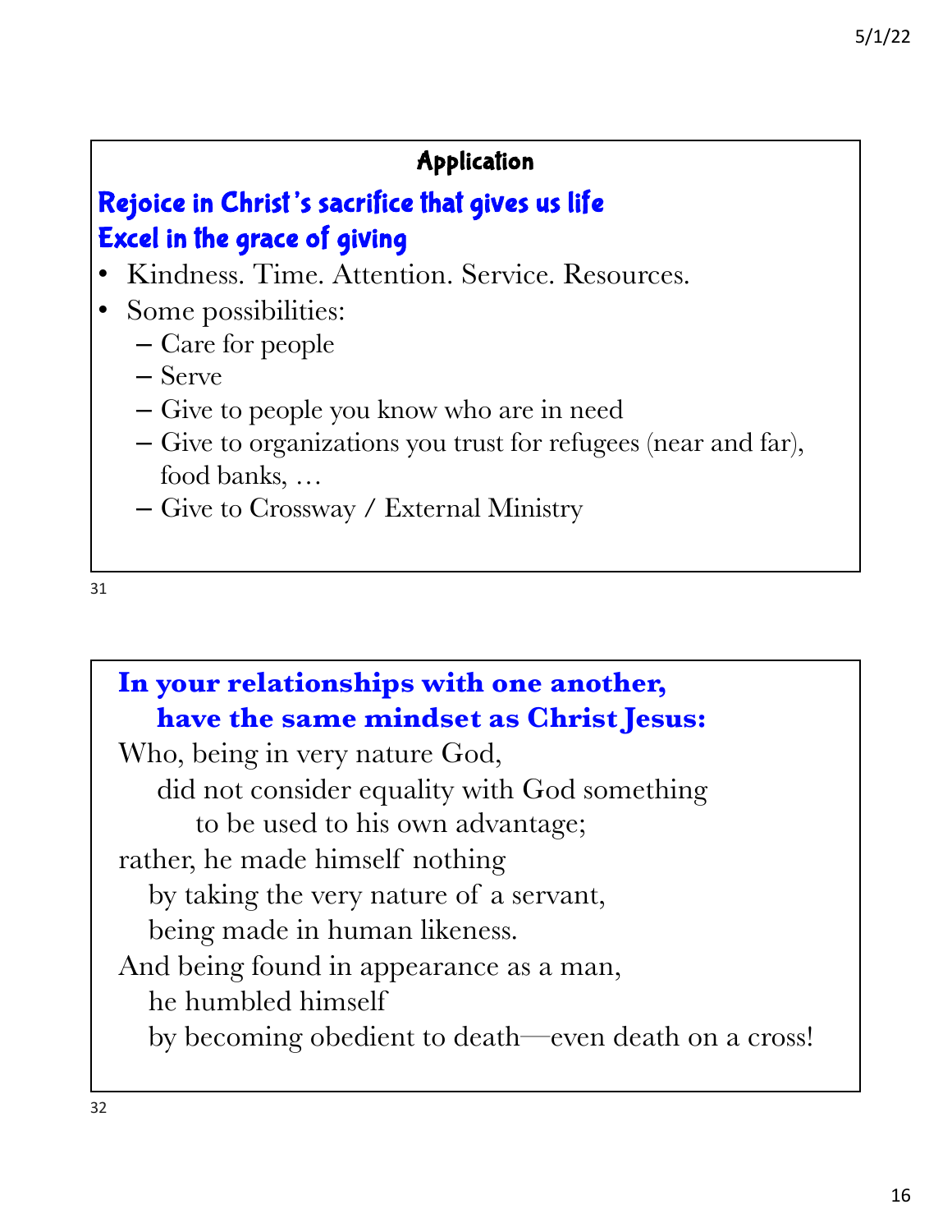## Application

**Rejoice in Christ's sacrifice that gives us life**
**Excel in the grace of giving**

- Kindness. Time. Attention. Service. Resources.
- Some possibilities:
  - Care for people
  - Serve
  - Give to people you know who are in need
  - Give to organizations you trust for refugees (near and far), food banks, …
  - Give to Crossway / External Ministry

**In your relationships with one another,**
**have the same mindset as Christ Jesus:**

Who, being in very nature God,
did not consider equality with God something
to be used to his own advantage;
rather, he made himself nothing
by taking the very nature of a servant,
being made in human likeness.
And being found in appearance as a man,
he humbled himself
by becoming obedient to death—even death on a cross!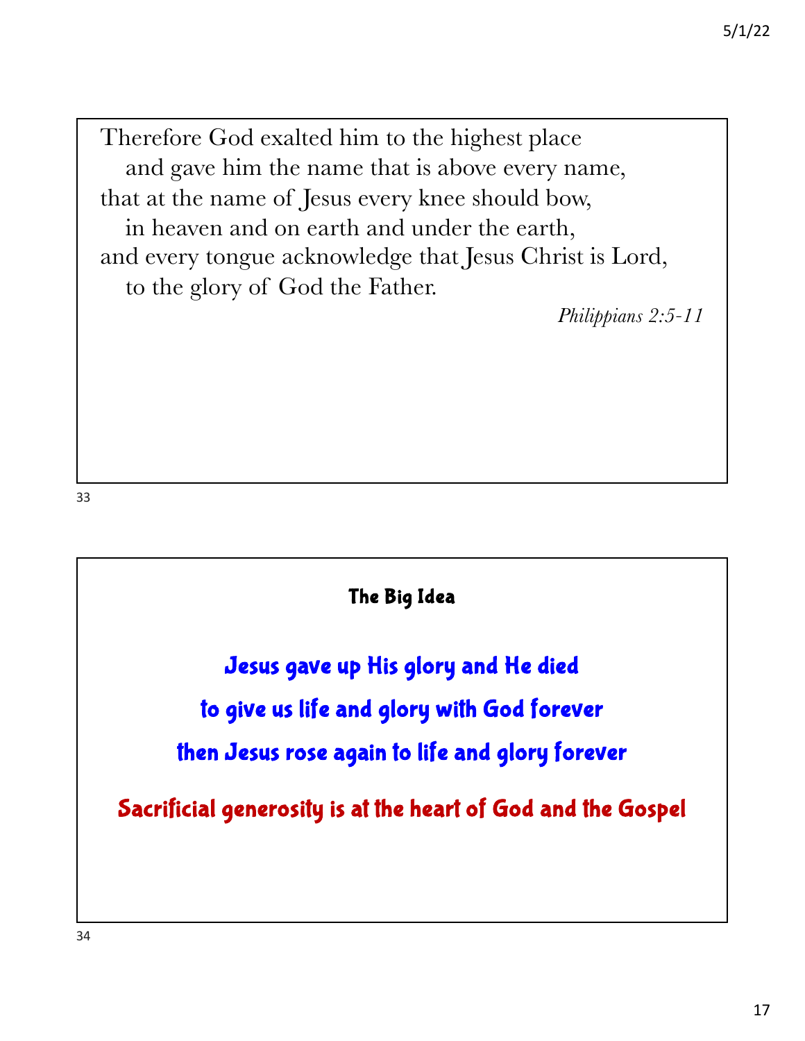Therefore God exalted him to the highest place
and gave him the name that is above every name,
that at the name of Jesus every knee should bow,
in heaven and on earth and under the earth,
and every tongue acknowledge that Jesus Christ is Lord,
to the glory of God the Father.

*Philippians 2:5-11*

## The Big Idea

**Jesus gave up His glory and He died**

**to give us life and glory with God forever**

**then Jesus rose again to life and glory forever**

**Sacrificial generosity is at the heart of God and the Gospel**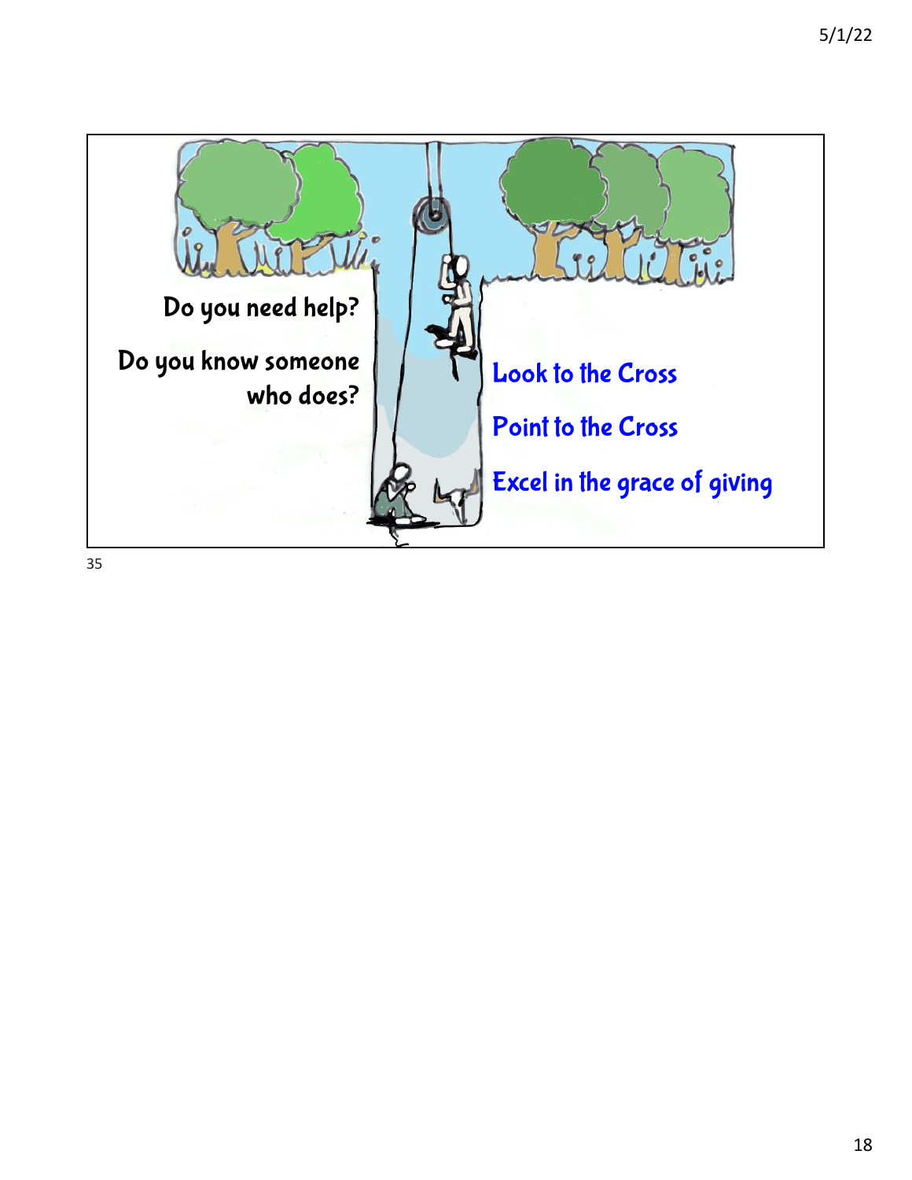Do you need help?

Do you know someone who does?

Look to the Cross

Point to the Cross

Excel in the grace of giving